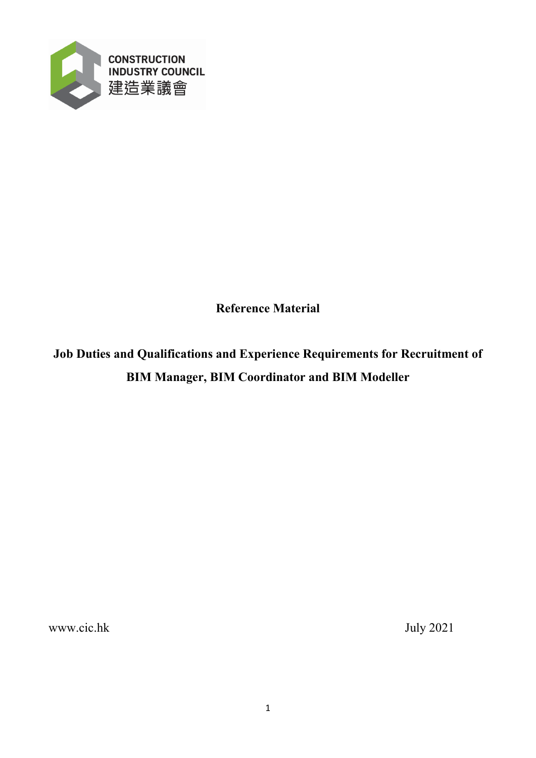CONSTRUCTION INDUSTRY COUNCIL
建造業議會

**Reference Material**

# Job Duties and Qualifications and Experience Requirements for Recruitment of BIM Manager, BIM Coordinator and BIM Modeller

www.cic.hk

July 2021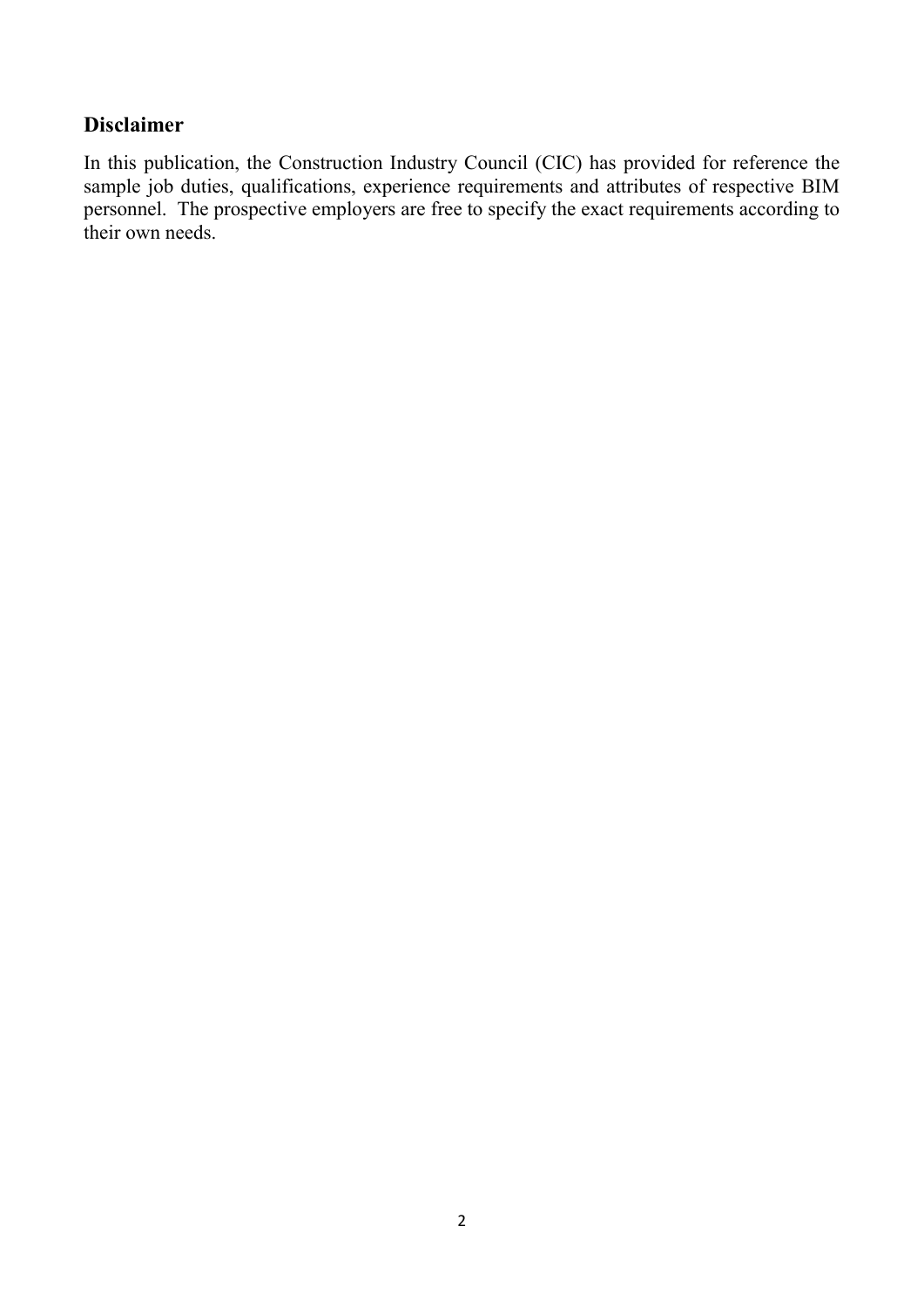## Disclaimer

In this publication, the Construction Industry Council (CIC) has provided for reference the sample job duties, qualifications, experience requirements and attributes of respective BIM personnel. The prospective employers are free to specify the exact requirements according to their own needs.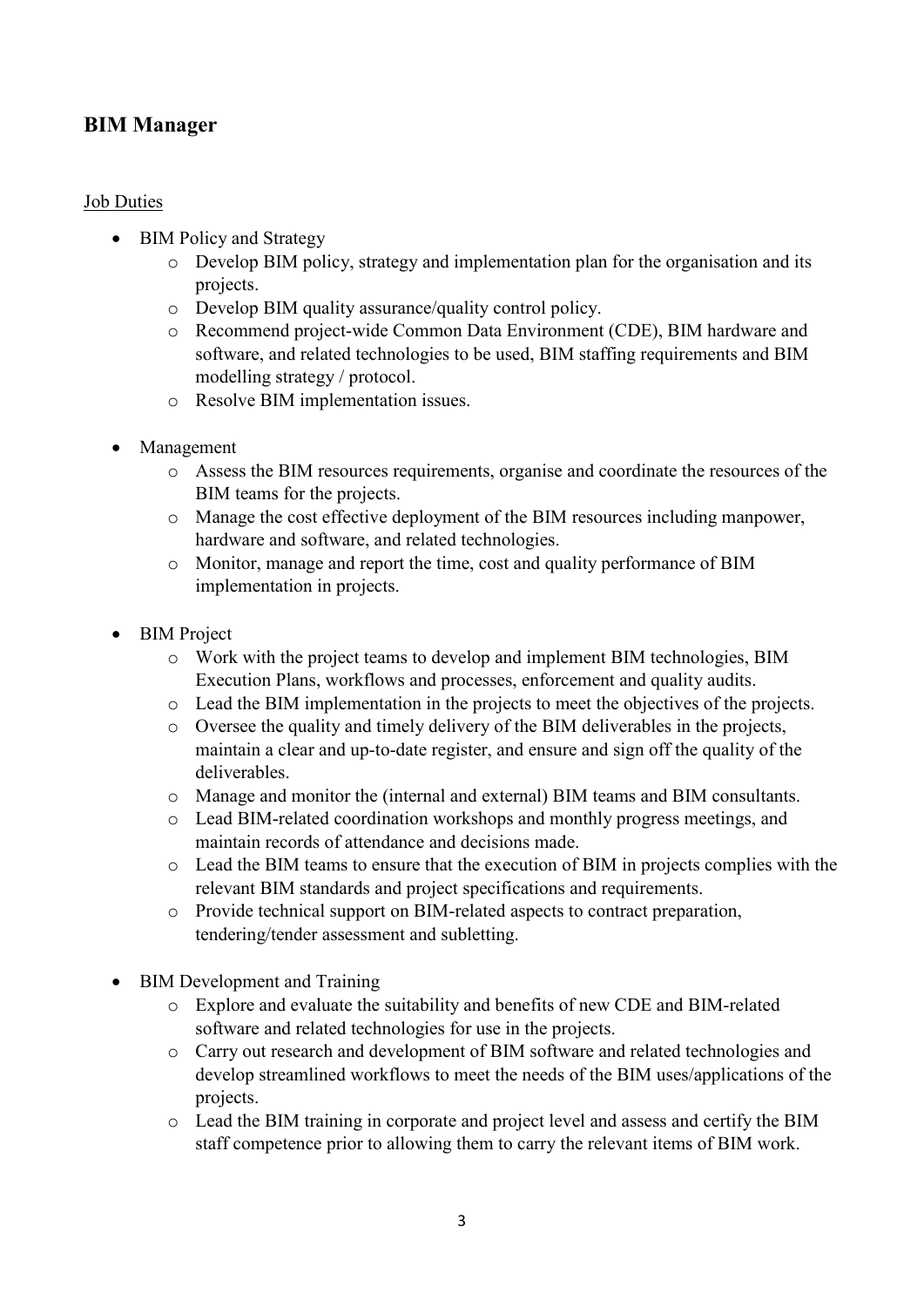## BIM Manager

Job Duties

- BIM Policy and Strategy
  - Develop BIM policy, strategy and implementation plan for the organisation and its projects.
  - Develop BIM quality assurance/quality control policy.
  - Recommend project-wide Common Data Environment (CDE), BIM hardware and software, and related technologies to be used, BIM staffing requirements and BIM modelling strategy / protocol.
  - Resolve BIM implementation issues.

- Management
  - Assess the BIM resources requirements, organise and coordinate the resources of the BIM teams for the projects.
  - Manage the cost effective deployment of the BIM resources including manpower, hardware and software, and related technologies.
  - Monitor, manage and report the time, cost and quality performance of BIM implementation in projects.

- BIM Project
  - Work with the project teams to develop and implement BIM technologies, BIM Execution Plans, workflows and processes, enforcement and quality audits.
  - Lead the BIM implementation in the projects to meet the objectives of the projects.
  - Oversee the quality and timely delivery of the BIM deliverables in the projects, maintain a clear and up-to-date register, and ensure and sign off the quality of the deliverables.
  - Manage and monitor the (internal and external) BIM teams and BIM consultants.
  - Lead BIM-related coordination workshops and monthly progress meetings, and maintain records of attendance and decisions made.
  - Lead the BIM teams to ensure that the execution of BIM in projects complies with the relevant BIM standards and project specifications and requirements.
  - Provide technical support on BIM-related aspects to contract preparation, tendering/tender assessment and subletting.

- BIM Development and Training
  - Explore and evaluate the suitability and benefits of new CDE and BIM-related software and related technologies for use in the projects.
  - Carry out research and development of BIM software and related technologies and develop streamlined workflows to meet the needs of the BIM uses/applications of the projects.
  - Lead the BIM training in corporate and project level and assess and certify the BIM staff competence prior to allowing them to carry the relevant items of BIM work.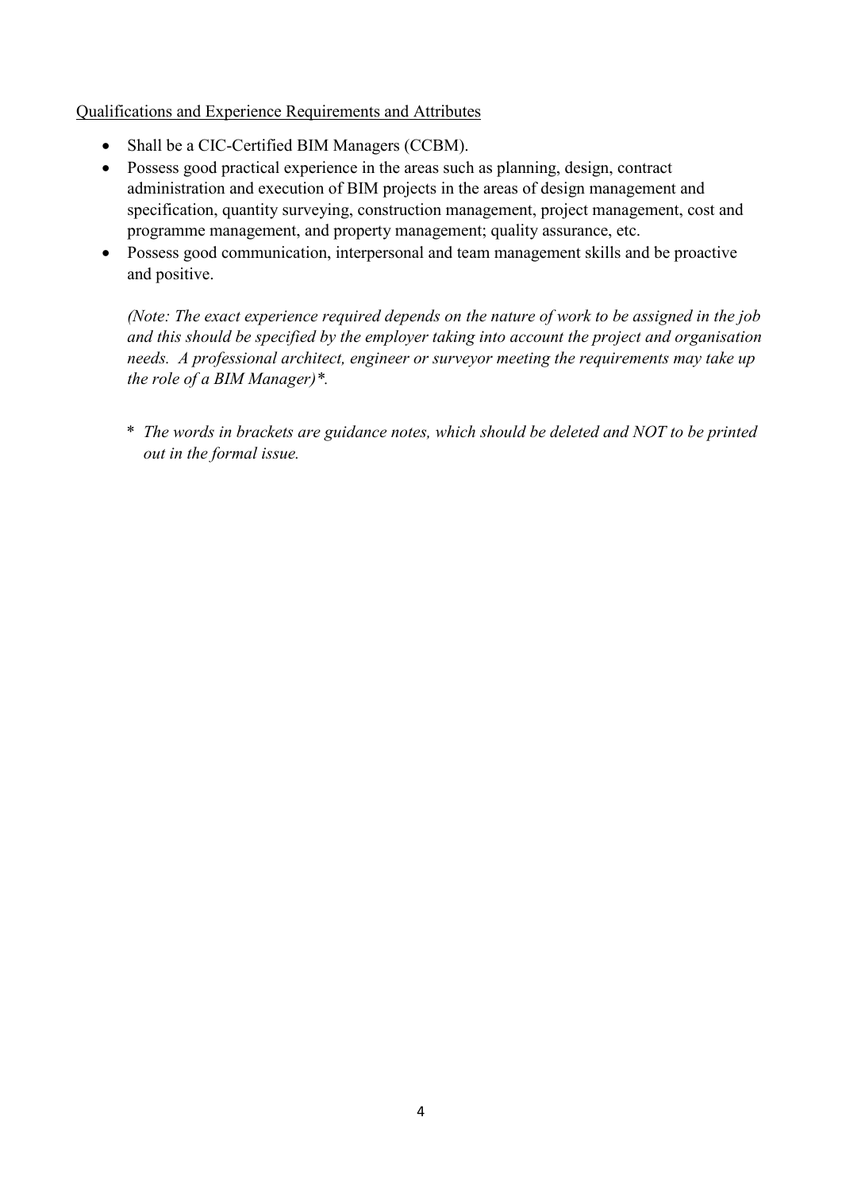<u>Qualifications and Experience Requirements and Attributes</u>

- Shall be a CIC-Certified BIM Managers (CCBM).
- Possess good practical experience in the areas such as planning, design, contract administration and execution of BIM projects in the areas of design management and specification, quantity surveying, construction management, project management, cost and programme management, and property management; quality assurance, etc.
- Possess good communication, interpersonal and team management skills and be proactive and positive.

  *(Note: The exact experience required depends on the nature of work to be assigned in the job and this should be specified by the employer taking into account the project and organisation needs. A professional architect, engineer or surveyor meeting the requirements may take up the role of a BIM Manager)\*.*

  \* *The words in brackets are guidance notes, which should be deleted and NOT to be printed out in the formal issue.*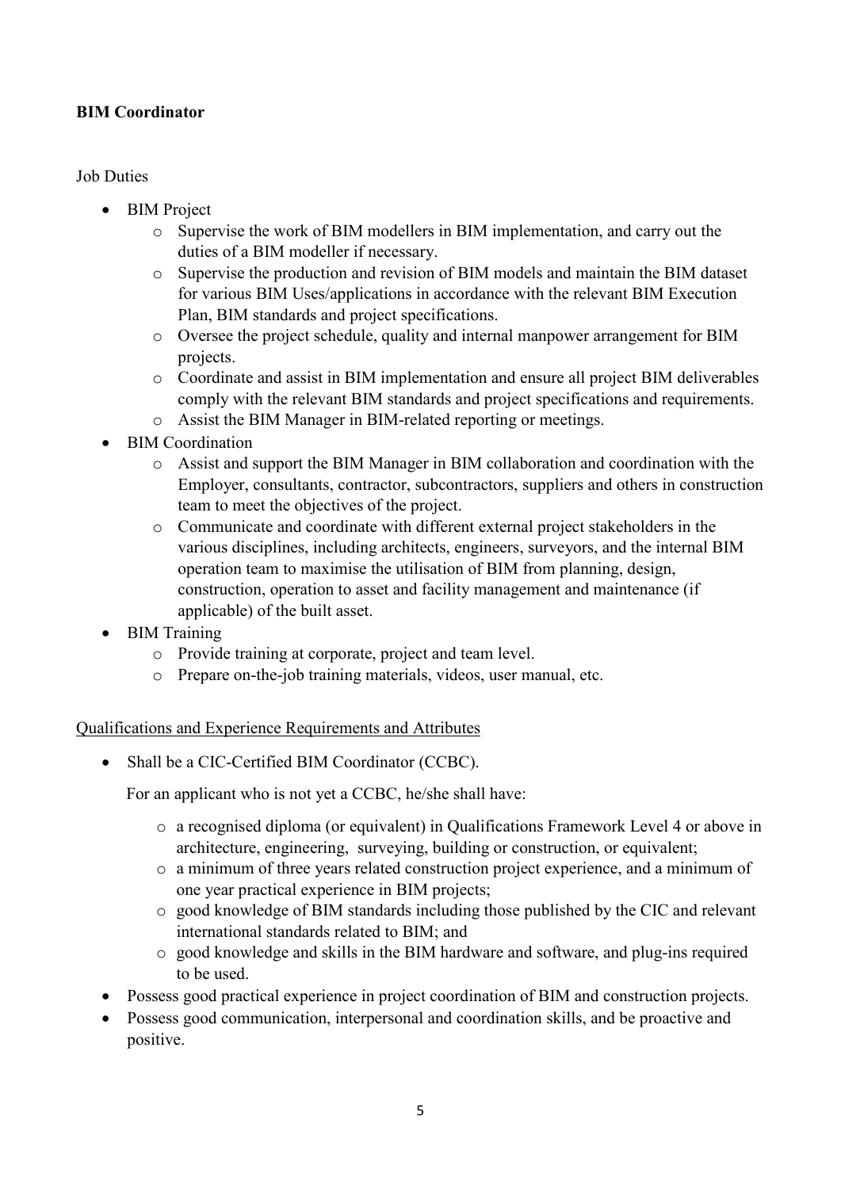**BIM Coordinator**

Job Duties

- BIM Project
    - Supervise the work of BIM modellers in BIM implementation, and carry out the duties of a BIM modeller if necessary.
    - Supervise the production and revision of BIM models and maintain the BIM dataset for various BIM Uses/applications in accordance with the relevant BIM Execution Plan, BIM standards and project specifications.
    - Oversee the project schedule, quality and internal manpower arrangement for BIM projects.
    - Coordinate and assist in BIM implementation and ensure all project BIM deliverables comply with the relevant BIM standards and project specifications and requirements.
    - Assist the BIM Manager in BIM-related reporting or meetings.
- BIM Coordination
    - Assist and support the BIM Manager in BIM collaboration and coordination with the Employer, consultants, contractor, subcontractors, suppliers and others in construction team to meet the objectives of the project.
    - Communicate and coordinate with different external project stakeholders in the various disciplines, including architects, engineers, surveyors, and the internal BIM operation team to maximise the utilisation of BIM from planning, design, construction, operation to asset and facility management and maintenance (if applicable) of the built asset.
- BIM Training
    - Provide training at corporate, project and team level.
    - Prepare on-the-job training materials, videos, user manual, etc.

<u>Qualifications and Experience Requirements and Attributes</u>

- Shall be a CIC-Certified BIM Coordinator (CCBC).

  For an applicant who is not yet a CCBC, he/she shall have:

    - a recognised diploma (or equivalent) in Qualifications Framework Level 4 or above in architecture, engineering, surveying, building or construction, or equivalent;
    - a minimum of three years related construction project experience, and a minimum of one year practical experience in BIM projects;
    - good knowledge of BIM standards including those published by the CIC and relevant international standards related to BIM; and
    - good knowledge and skills in the BIM hardware and software, and plug-ins required to be used.
- Possess good practical experience in project coordination of BIM and construction projects.
- Possess good communication, interpersonal and coordination skills, and be proactive and positive.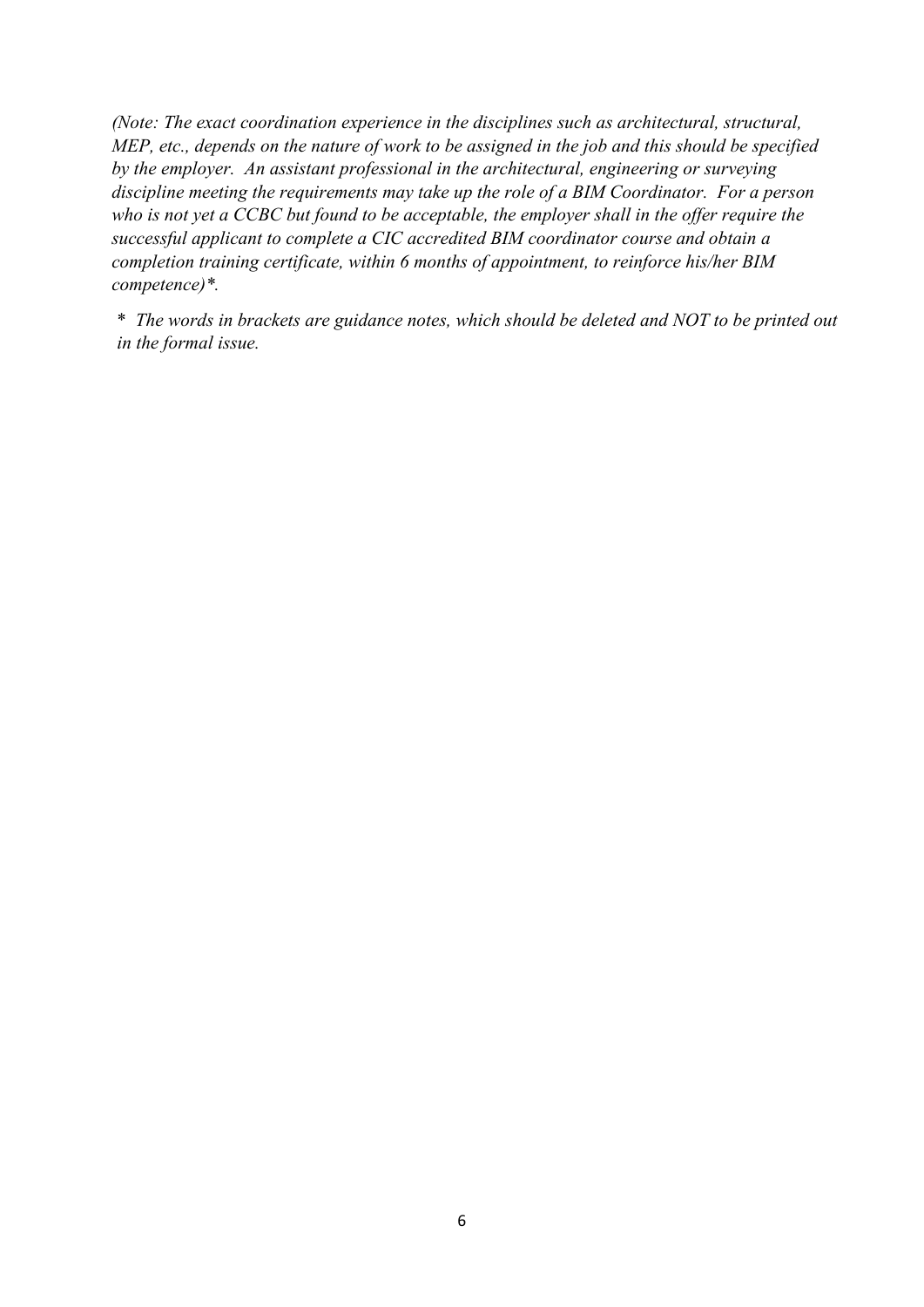*(Note: The exact coordination experience in the disciplines such as architectural, structural, MEP, etc., depends on the nature of work to be assigned in the job and this should be specified by the employer. An assistant professional in the architectural, engineering or surveying discipline meeting the requirements may take up the role of a BIM Coordinator. For a person who is not yet a CCBC but found to be acceptable, the employer shall in the offer require the successful applicant to complete a CIC accredited BIM coordinator course and obtain a completion training certificate, within 6 months of appointment, to reinforce his/her BIM competence)\*.*

*\* The words in brackets are guidance notes, which should be deleted and NOT to be printed out in the formal issue.*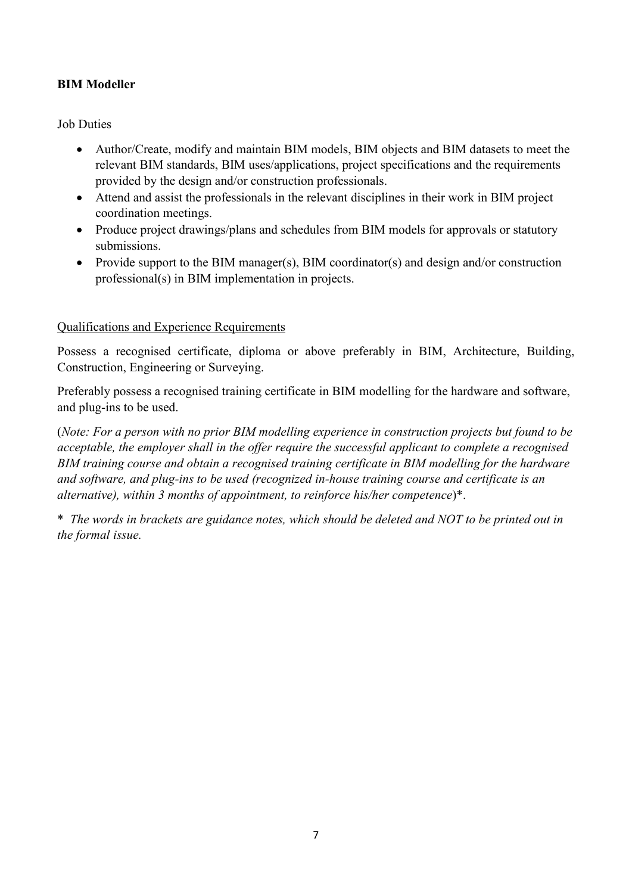**BIM Modeller**

Job Duties

- Author/Create, modify and maintain BIM models, BIM objects and BIM datasets to meet the relevant BIM standards, BIM uses/applications, project specifications and the requirements provided by the design and/or construction professionals.
- Attend and assist the professionals in the relevant disciplines in their work in BIM project coordination meetings.
- Produce project drawings/plans and schedules from BIM models for approvals or statutory submissions.
- Provide support to the BIM manager(s), BIM coordinator(s) and design and/or construction professional(s) in BIM implementation in projects.

<u>Qualifications and Experience Requirements</u>

Possess a recognised certificate, diploma or above preferably in BIM, Architecture, Building, Construction, Engineering or Surveying.

Preferably possess a recognised training certificate in BIM modelling for the hardware and software, and plug-ins to be used.

(*Note: For a person with no prior BIM modelling experience in construction projects but found to be acceptable, the employer shall in the offer require the successful applicant to complete a recognised BIM training course and obtain a recognised training certificate in BIM modelling for the hardware and software, and plug-ins to be used (recognized in-house training course and certificate is an alternative), within 3 months of appointment, to reinforce his/her competence*)\*.

\* *The words in brackets are guidance notes, which should be deleted and NOT to be printed out in the formal issue.*